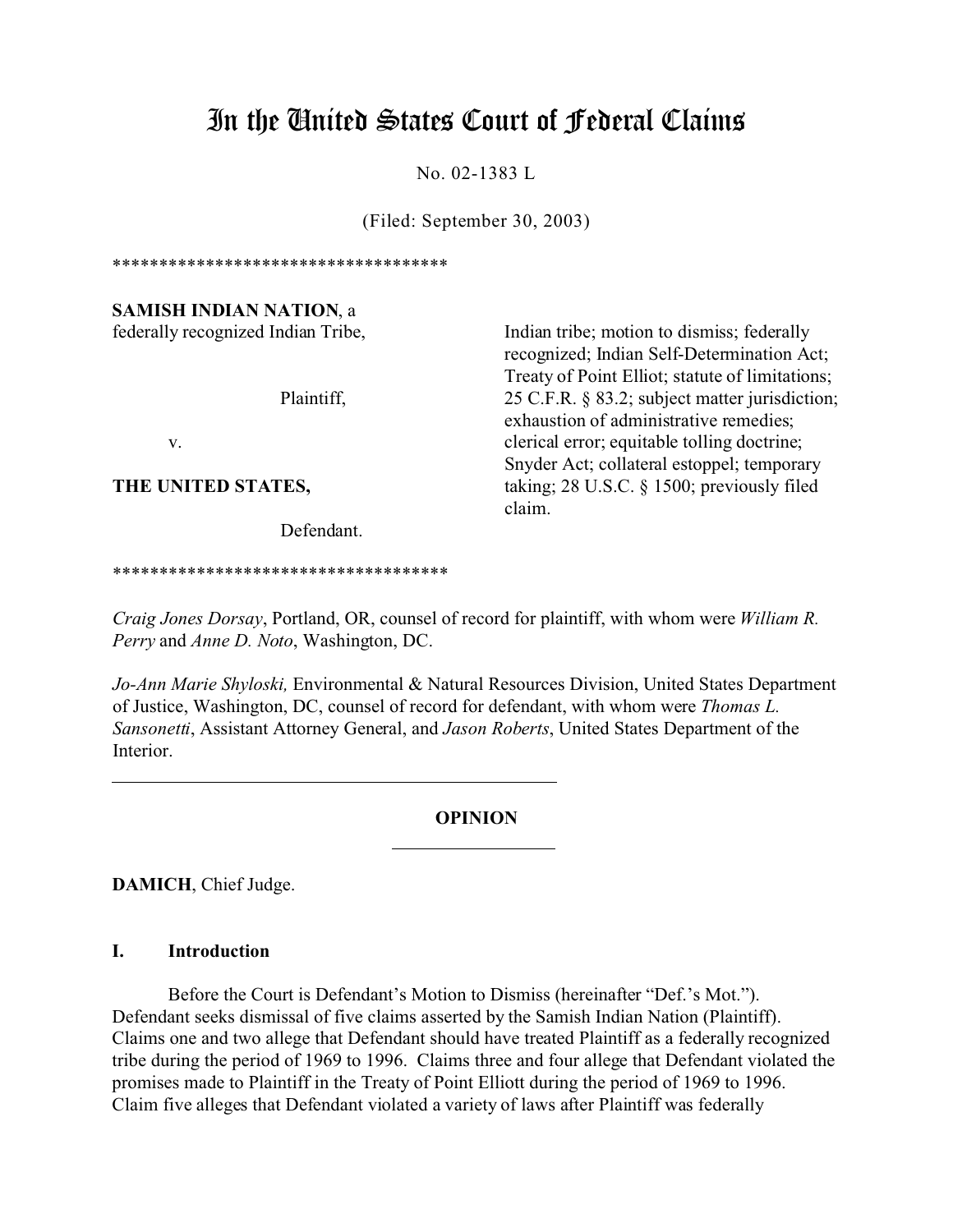# In the United States Court of Federal Claims

No. 02-1383 L

(Filed: September 30, 2003)

************************************

**SAMISH INDIAN NATION**, a federally recognized Indian Tribe,

Plaintiff,

v.

**THE UNITED STATES,**

Defendant.

************************************

Indian tribe; motion to dismiss; federally recognized; Indian Self-Determination Act; Treaty of Point Elliot; statute of limitations; 25 C.F.R. § 83.2; subject matter jurisdiction; exhaustion of administrative remedies; clerical error; equitable tolling doctrine; Snyder Act; collateral estoppel; temporary taking; 28 U.S.C. § 1500; previously filed claim.

*Craig Jones Dorsay*, Portland, OR, counsel of record for plaintiff, with whom were *William R. Perry* and *Anne D. Noto*, Washington, DC.

*Jo-Ann Marie Shyloski,* Environmental & Natural Resources Division, United States Department of Justice, Washington, DC, counsel of record for defendant, with whom were *Thomas L. Sansonetti*, Assistant Attorney General, and *Jason Roberts*, United States Department of the Interior.

---

**OPINION**

---

**DAMICH**, Chief Judge.

## I. Introduction

Before the Court is Defendant's Motion to Dismiss (hereinafter "Def.'s Mot."). Defendant seeks dismissal of five claims asserted by the Samish Indian Nation (Plaintiff). Claims one and two allege that Defendant should have treated Plaintiff as a federally recognized tribe during the period of 1969 to 1996. Claims three and four allege that Defendant violated the promises made to Plaintiff in the Treaty of Point Elliott during the period of 1969 to 1996. Claim five alleges that Defendant violated a variety of laws after Plaintiff was federally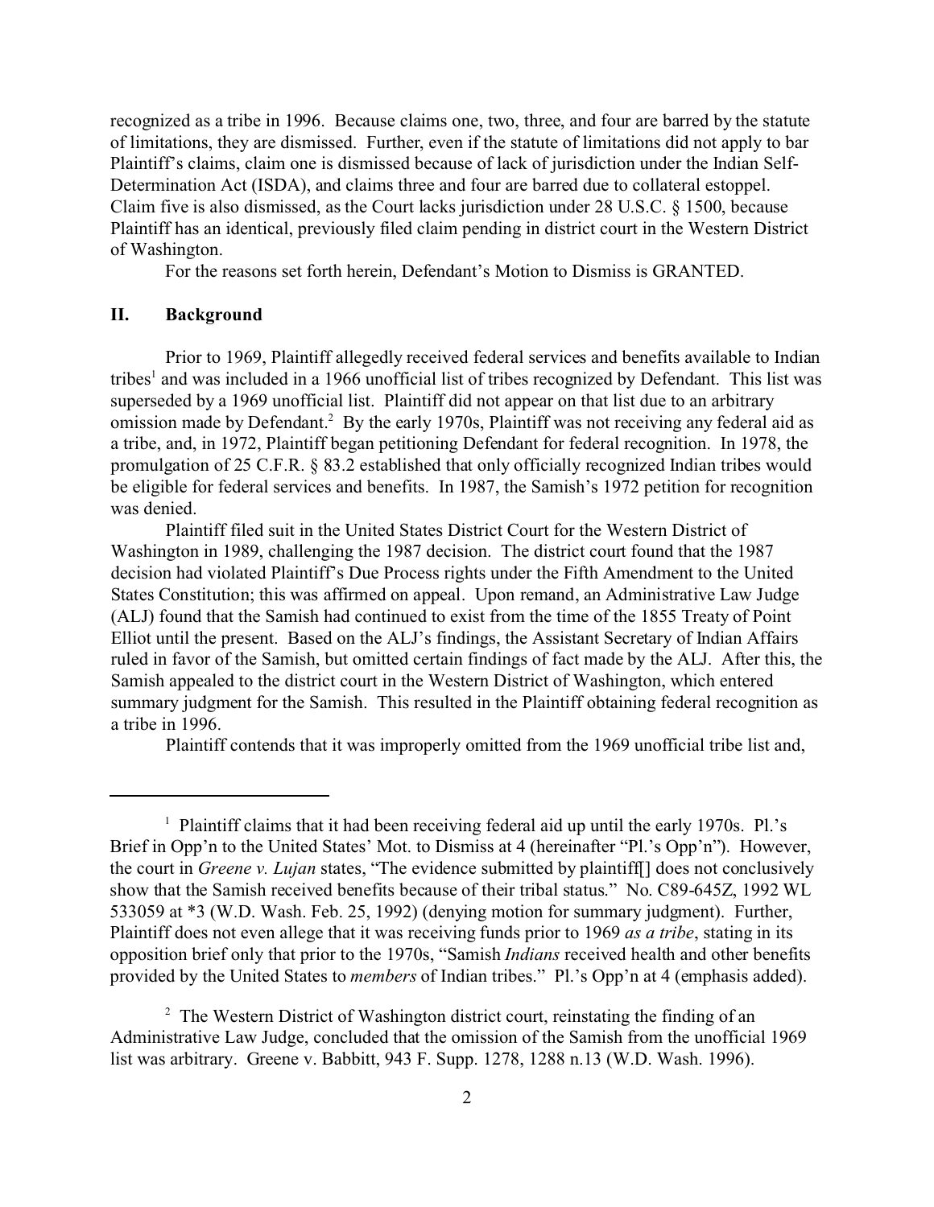recognized as a tribe in 1996. Because claims one, two, three, and four are barred by the statute of limitations, they are dismissed. Further, even if the statute of limitations did not apply to bar Plaintiff's claims, claim one is dismissed because of lack of jurisdiction under the Indian Self-Determination Act (ISDA), and claims three and four are barred due to collateral estoppel. Claim five is also dismissed, as the Court lacks jurisdiction under 28 U.S.C. § 1500, because Plaintiff has an identical, previously filed claim pending in district court in the Western District of Washington.

For the reasons set forth herein, Defendant's Motion to Dismiss is GRANTED.

## II. Background

Prior to 1969, Plaintiff allegedly received federal services and benefits available to Indian tribes[1] and was included in a 1966 unofficial list of tribes recognized by Defendant. This list was superseded by a 1969 unofficial list. Plaintiff did not appear on that list due to an arbitrary omission made by Defendant.[2] By the early 1970s, Plaintiff was not receiving any federal aid as a tribe, and, in 1972, Plaintiff began petitioning Defendant for federal recognition. In 1978, the promulgation of 25 C.F.R. § 83.2 established that only officially recognized Indian tribes would be eligible for federal services and benefits. In 1987, the Samish's 1972 petition for recognition was denied.

Plaintiff filed suit in the United States District Court for the Western District of Washington in 1989, challenging the 1987 decision. The district court found that the 1987 decision had violated Plaintiff's Due Process rights under the Fifth Amendment to the United States Constitution; this was affirmed on appeal. Upon remand, an Administrative Law Judge (ALJ) found that the Samish had continued to exist from the time of the 1855 Treaty of Point Elliot until the present. Based on the ALJ's findings, the Assistant Secretary of Indian Affairs ruled in favor of the Samish, but omitted certain findings of fact made by the ALJ. After this, the Samish appealed to the district court in the Western District of Washington, which entered summary judgment for the Samish. This resulted in the Plaintiff obtaining federal recognition as a tribe in 1996.

Plaintiff contends that it was improperly omitted from the 1969 unofficial tribe list and,

---

[1] Plaintiff claims that it had been receiving federal aid up until the early 1970s. Pl.'s Brief in Opp'n to the United States' Mot. to Dismiss at 4 (hereinafter "Pl.'s Opp'n"). However, the court in *Greene v. Lujan* states, "The evidence submitted by plaintiff[] does not conclusively show that the Samish received benefits because of their tribal status." No. C89-645Z, 1992 WL 533059 at *3 (W.D. Wash. Feb. 25, 1992) (denying motion for summary judgment). Further, Plaintiff does not even allege that it was receiving funds prior to 1969 *as a tribe*, stating in its opposition brief only that prior to the 1970s, "Samish *Indians* received health and other benefits provided by the United States to *members* of Indian tribes." Pl.'s Opp'n at 4 (emphasis added).

[2] The Western District of Washington district court, reinstating the finding of an Administrative Law Judge, concluded that the omission of the Samish from the unofficial 1969 list was arbitrary. Greene v. Babbitt, 943 F. Supp. 1278, 1288 n.13 (W.D. Wash. 1996).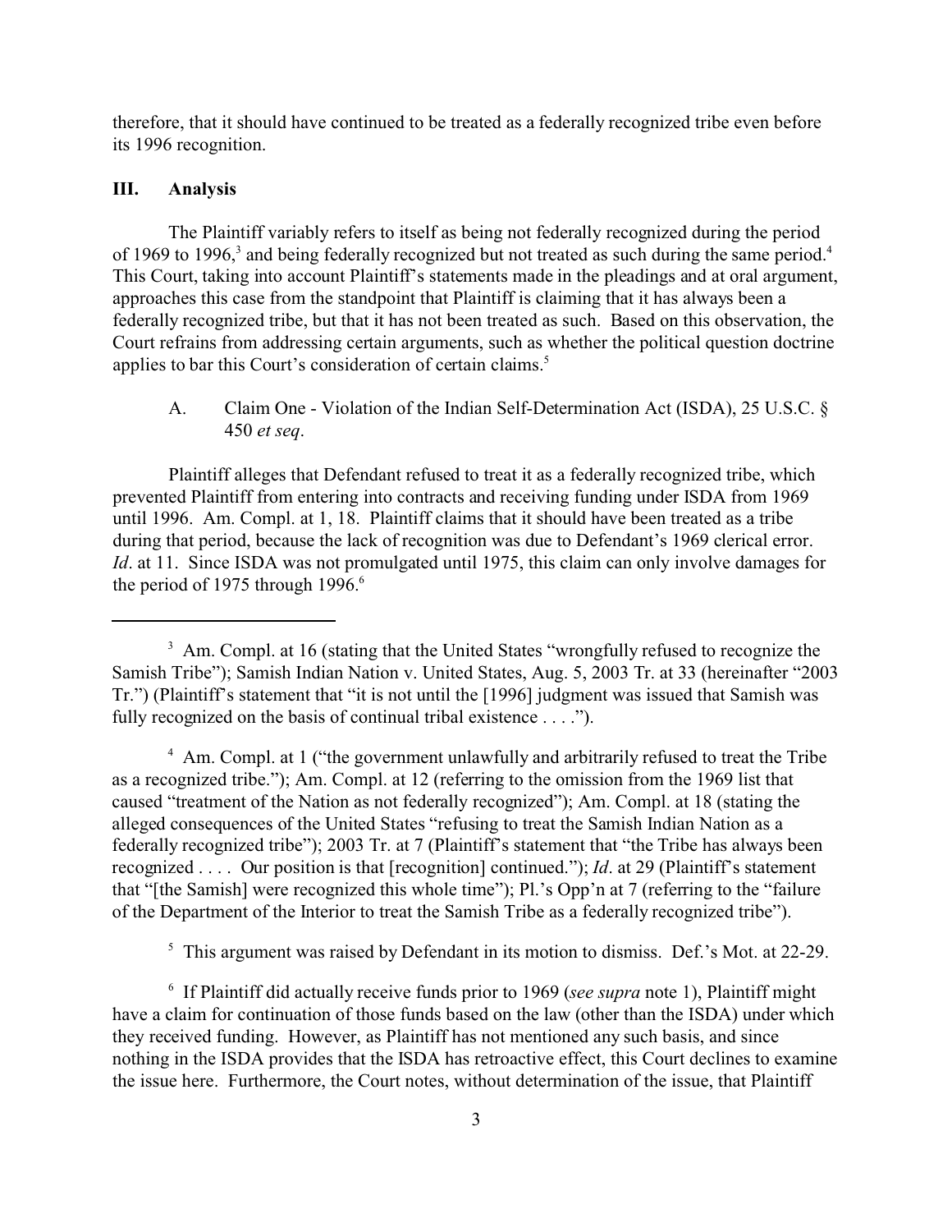therefore, that it should have continued to be treated as a federally recognized tribe even before its 1996 recognition.

## III. Analysis

The Plaintiff variably refers to itself as being not federally recognized during the period of 1969 to 1996,[3] and being federally recognized but not treated as such during the same period.[4] This Court, taking into account Plaintiff's statements made in the pleadings and at oral argument, approaches this case from the standpoint that Plaintiff is claiming that it has always been a federally recognized tribe, but that it has not been treated as such. Based on this observation, the Court refrains from addressing certain arguments, such as whether the political question doctrine applies to bar this Court's consideration of certain claims.[5]

### A. Claim One - Violation of the Indian Self-Determination Act (ISDA), 25 U.S.C. § 450 *et seq*.

Plaintiff alleges that Defendant refused to treat it as a federally recognized tribe, which prevented Plaintiff from entering into contracts and receiving funding under ISDA from 1969 until 1996. Am. Compl. at 1, 18. Plaintiff claims that it should have been treated as a tribe during that period, because the lack of recognition was due to Defendant's 1969 clerical error. *Id*. at 11. Since ISDA was not promulgated until 1975, this claim can only involve damages for the period of 1975 through 1996.[6]

---

[3] Am. Compl. at 16 (stating that the United States "wrongfully refused to recognize the Samish Tribe"); Samish Indian Nation v. United States, Aug. 5, 2003 Tr. at 33 (hereinafter "2003 Tr.") (Plaintiff's statement that "it is not until the [1996] judgment was issued that Samish was fully recognized on the basis of continual tribal existence . . . .").

[4] Am. Compl. at 1 ("the government unlawfully and arbitrarily refused to treat the Tribe as a recognized tribe."); Am. Compl. at 12 (referring to the omission from the 1969 list that caused "treatment of the Nation as not federally recognized"); Am. Compl. at 18 (stating the alleged consequences of the United States "refusing to treat the Samish Indian Nation as a federally recognized tribe"); 2003 Tr. at 7 (Plaintiff's statement that "the Tribe has always been recognized . . . . Our position is that [recognition] continued."); *Id*. at 29 (Plaintiff's statement that "[the Samish] were recognized this whole time"); Pl.'s Opp'n at 7 (referring to the "failure of the Department of the Interior to treat the Samish Tribe as a federally recognized tribe").

[5] This argument was raised by Defendant in its motion to dismiss. Def.'s Mot. at 22-29.

[6] If Plaintiff did actually receive funds prior to 1969 (*see supra* note 1), Plaintiff might have a claim for continuation of those funds based on the law (other than the ISDA) under which they received funding. However, as Plaintiff has not mentioned any such basis, and since nothing in the ISDA provides that the ISDA has retroactive effect, this Court declines to examine the issue here. Furthermore, the Court notes, without determination of the issue, that Plaintiff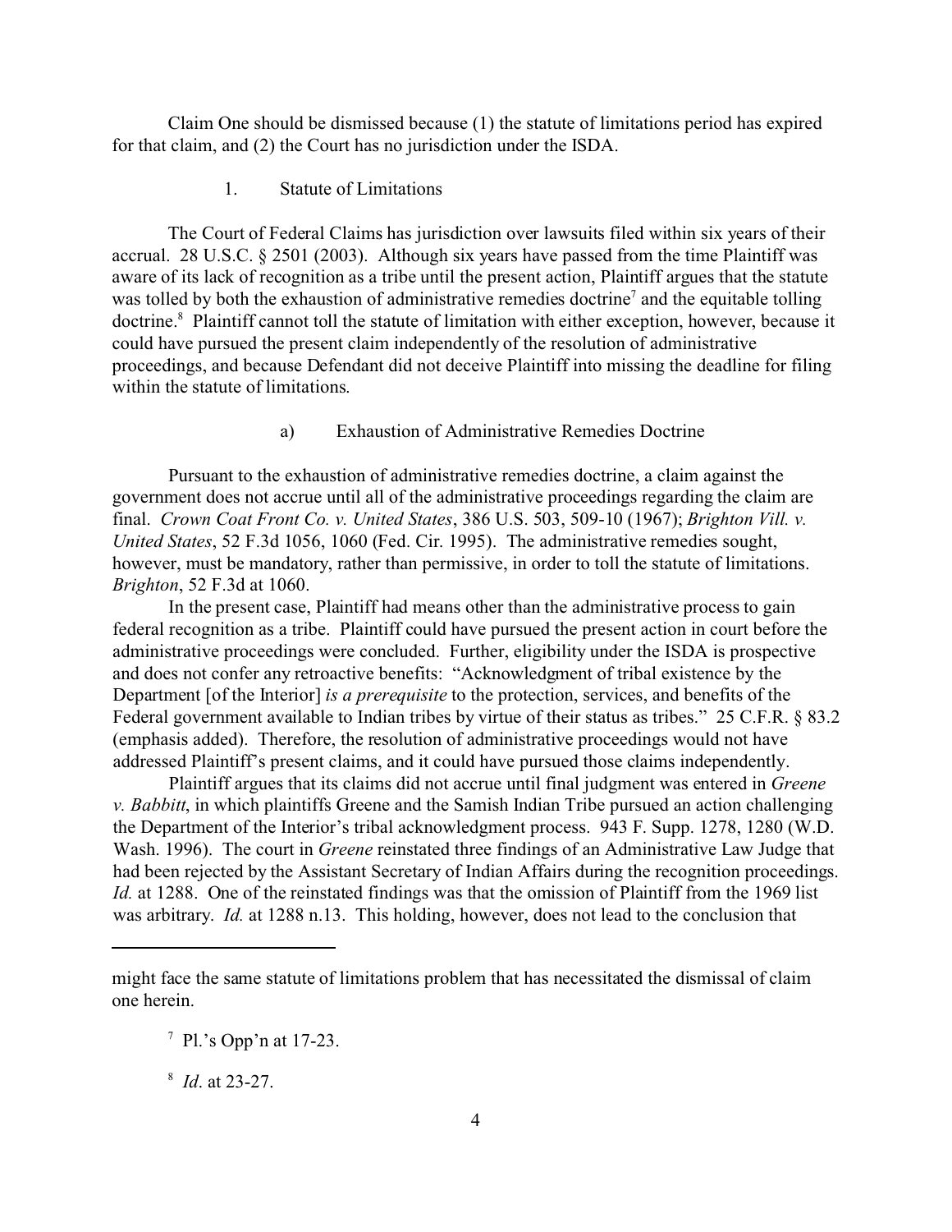Claim One should be dismissed because (1) the statute of limitations period has expired for that claim, and (2) the Court has no jurisdiction under the ISDA.

1. Statute of Limitations

The Court of Federal Claims has jurisdiction over lawsuits filed within six years of their accrual. 28 U.S.C. § 2501 (2003). Although six years have passed from the time Plaintiff was aware of its lack of recognition as a tribe until the present action, Plaintiff argues that the statute was tolled by both the exhaustion of administrative remedies doctrine[7] and the equitable tolling doctrine.[8] Plaintiff cannot toll the statute of limitation with either exception, however, because it could have pursued the present claim independently of the resolution of administrative proceedings, and because Defendant did not deceive Plaintiff into missing the deadline for filing within the statute of limitations.

a) Exhaustion of Administrative Remedies Doctrine

Pursuant to the exhaustion of administrative remedies doctrine, a claim against the government does not accrue until all of the administrative proceedings regarding the claim are final. *Crown Coat Front Co. v. United States*, 386 U.S. 503, 509-10 (1967); *Brighton Vill. v. United States*, 52 F.3d 1056, 1060 (Fed. Cir. 1995). The administrative remedies sought, however, must be mandatory, rather than permissive, in order to toll the statute of limitations. *Brighton*, 52 F.3d at 1060.

In the present case, Plaintiff had means other than the administrative process to gain federal recognition as a tribe. Plaintiff could have pursued the present action in court before the administrative proceedings were concluded. Further, eligibility under the ISDA is prospective and does not confer any retroactive benefits: "Acknowledgment of tribal existence by the Department [of the Interior] *is a prerequisite* to the protection, services, and benefits of the Federal government available to Indian tribes by virtue of their status as tribes." 25 C.F.R. § 83.2 (emphasis added). Therefore, the resolution of administrative proceedings would not have addressed Plaintiff's present claims, and it could have pursued those claims independently.

Plaintiff argues that its claims did not accrue until final judgment was entered in *Greene v. Babbitt*, in which plaintiffs Greene and the Samish Indian Tribe pursued an action challenging the Department of the Interior's tribal acknowledgment process. 943 F. Supp. 1278, 1280 (W.D. Wash. 1996). The court in *Greene* reinstated three findings of an Administrative Law Judge that had been rejected by the Assistant Secretary of Indian Affairs during the recognition proceedings. *Id.* at 1288. One of the reinstated findings was that the omission of Plaintiff from the 1969 list was arbitrary. *Id.* at 1288 n.13. This holding, however, does not lead to the conclusion that

---

might face the same statute of limitations problem that has necessitated the dismissal of claim one herein.

[7] Pl.'s Opp'n at 17-23.

[8] *Id*. at 23-27.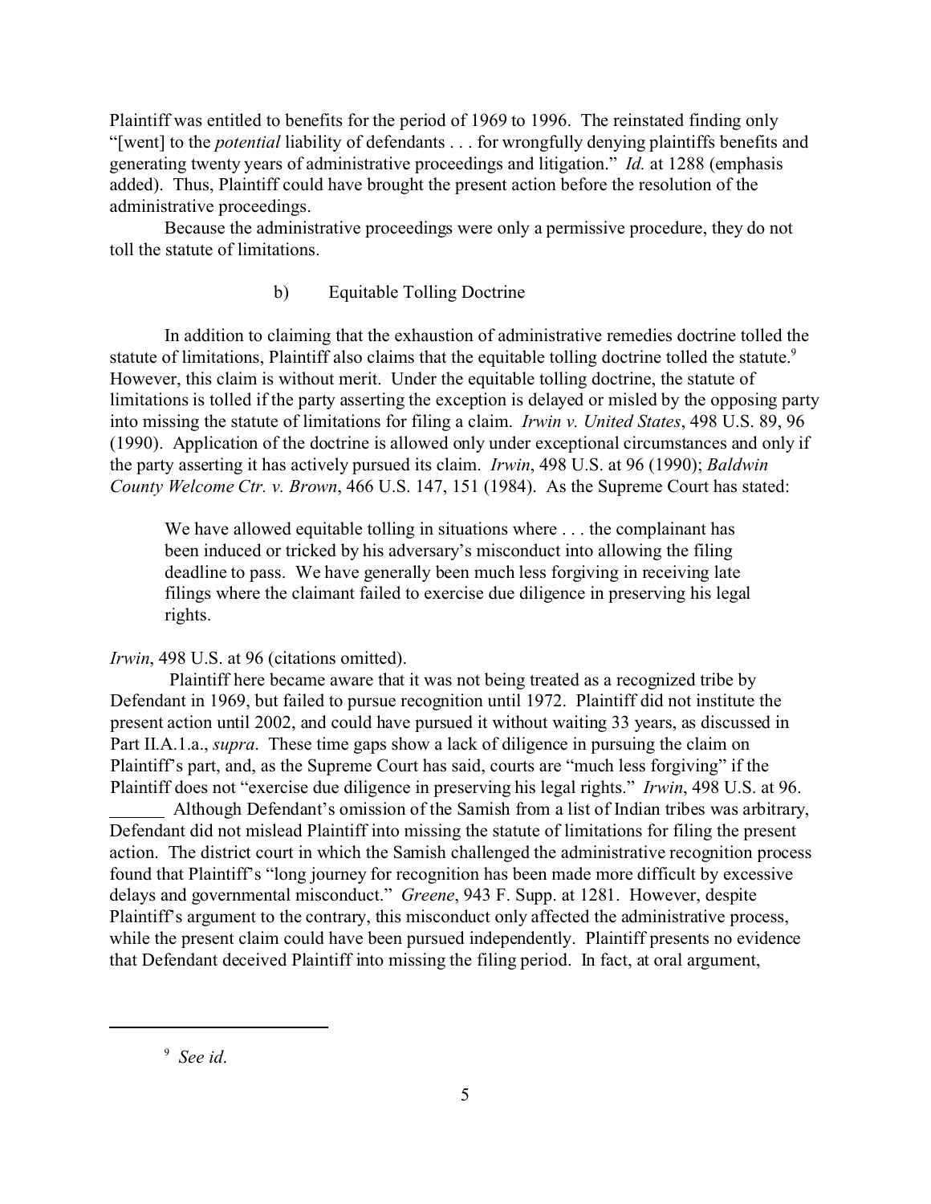Plaintiff was entitled to benefits for the period of 1969 to 1996. The reinstated finding only "[went] to the *potential* liability of defendants . . . for wrongfully denying plaintiffs benefits and generating twenty years of administrative proceedings and litigation." *Id.* at 1288 (emphasis added). Thus, Plaintiff could have brought the present action before the resolution of the administrative proceedings.

Because the administrative proceedings were only a permissive procedure, they do not toll the statute of limitations.

b) Equitable Tolling Doctrine

In addition to claiming that the exhaustion of administrative remedies doctrine tolled the statute of limitations, Plaintiff also claims that the equitable tolling doctrine tolled the statute.[9] However, this claim is without merit. Under the equitable tolling doctrine, the statute of limitations is tolled if the party asserting the exception is delayed or misled by the opposing party into missing the statute of limitations for filing a claim. *Irwin v. United States*, 498 U.S. 89, 96 (1990). Application of the doctrine is allowed only under exceptional circumstances and only if the party asserting it has actively pursued its claim. *Irwin*, 498 U.S. at 96 (1990); *Baldwin County Welcome Ctr. v. Brown*, 466 U.S. 147, 151 (1984). As the Supreme Court has stated:

> We have allowed equitable tolling in situations where . . . the complainant has been induced or tricked by his adversary's misconduct into allowing the filing deadline to pass. We have generally been much less forgiving in receiving late filings where the claimant failed to exercise due diligence in preserving his legal rights.

*Irwin*, 498 U.S. at 96 (citations omitted).

Plaintiff here became aware that it was not being treated as a recognized tribe by Defendant in 1969, but failed to pursue recognition until 1972. Plaintiff did not institute the present action until 2002, and could have pursued it without waiting 33 years, as discussed in Part II.A.1.a., *supra*. These time gaps show a lack of diligence in pursuing the claim on Plaintiff's part, and, as the Supreme Court has said, courts are "much less forgiving" if the Plaintiff does not "exercise due diligence in preserving his legal rights." *Irwin*, 498 U.S. at 96.

Although Defendant's omission of the Samish from a list of Indian tribes was arbitrary, Defendant did not mislead Plaintiff into missing the statute of limitations for filing the present action. The district court in which the Samish challenged the administrative recognition process found that Plaintiff's "long journey for recognition has been made more difficult by excessive delays and governmental misconduct." *Greene*, 943 F. Supp. at 1281. However, despite Plaintiff's argument to the contrary, this misconduct only affected the administrative process, while the present claim could have been pursued independently. Plaintiff presents no evidence that Defendant deceived Plaintiff into missing the filing period. In fact, at oral argument,

---

[9] *See id.*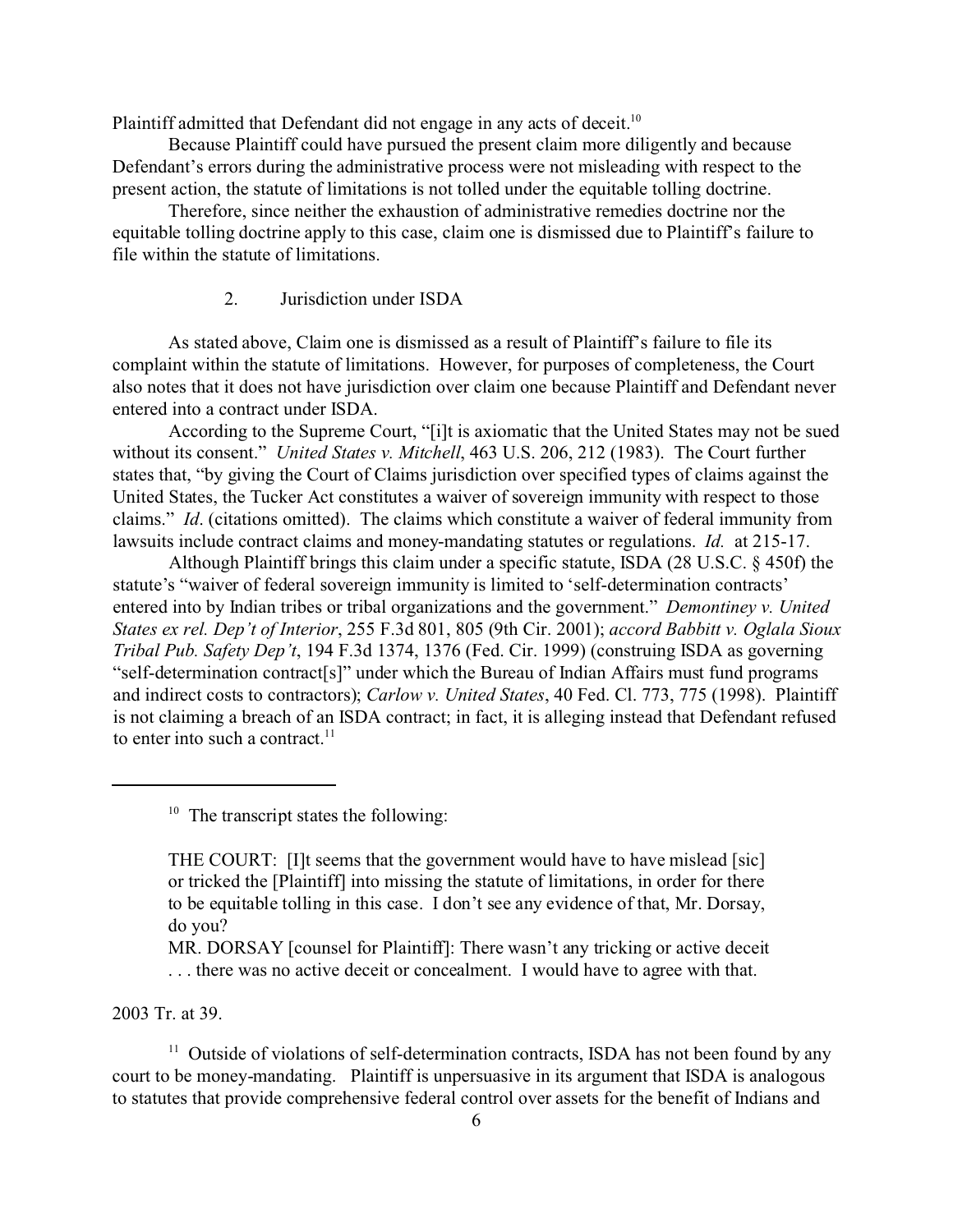Plaintiff admitted that Defendant did not engage in any acts of deceit.[10]

Because Plaintiff could have pursued the present claim more diligently and because Defendant's errors during the administrative process were not misleading with respect to the present action, the statute of limitations is not tolled under the equitable tolling doctrine.

Therefore, since neither the exhaustion of administrative remedies doctrine nor the equitable tolling doctrine apply to this case, claim one is dismissed due to Plaintiff's failure to file within the statute of limitations.

### 2. Jurisdiction under ISDA

As stated above, Claim one is dismissed as a result of Plaintiff's failure to file its complaint within the statute of limitations. However, for purposes of completeness, the Court also notes that it does not have jurisdiction over claim one because Plaintiff and Defendant never entered into a contract under ISDA.

According to the Supreme Court, "[i]t is axiomatic that the United States may not be sued without its consent." *United States v. Mitchell*, 463 U.S. 206, 212 (1983). The Court further states that, "by giving the Court of Claims jurisdiction over specified types of claims against the United States, the Tucker Act constitutes a waiver of sovereign immunity with respect to those claims." *Id*. (citations omitted). The claims which constitute a waiver of federal immunity from lawsuits include contract claims and money-mandating statutes or regulations. *Id.* at 215-17.

Although Plaintiff brings this claim under a specific statute, ISDA (28 U.S.C. § 450f) the statute's "waiver of federal sovereign immunity is limited to 'self-determination contracts' entered into by Indian tribes or tribal organizations and the government." *Demontiney v. United States ex rel. Dep't of Interior*, 255 F.3d 801, 805 (9th Cir. 2001); *accord Babbitt v. Oglala Sioux Tribal Pub. Safety Dep't*, 194 F.3d 1374, 1376 (Fed. Cir. 1999) (construing ISDA as governing "self-determination contract[s]" under which the Bureau of Indian Affairs must fund programs and indirect costs to contractors); *Carlow v. United States*, 40 Fed. Cl. 773, 775 (1998). Plaintiff is not claiming a breach of an ISDA contract; in fact, it is alleging instead that Defendant refused to enter into such a contract.[11]

---

[10] The transcript states the following:

> THE COURT: [I]t seems that the government would have to have mislead [sic] or tricked the [Plaintiff] into missing the statute of limitations, in order for there to be equitable tolling in this case. I don't see any evidence of that, Mr. Dorsay, do you?
>
> MR. DORSAY [counsel for Plaintiff]: There wasn't any tricking or active deceit . . . there was no active deceit or concealment. I would have to agree with that.

2003 Tr. at 39.

[11] Outside of violations of self-determination contracts, ISDA has not been found by any court to be money-mandating. Plaintiff is unpersuasive in its argument that ISDA is analogous to statutes that provide comprehensive federal control over assets for the benefit of Indians and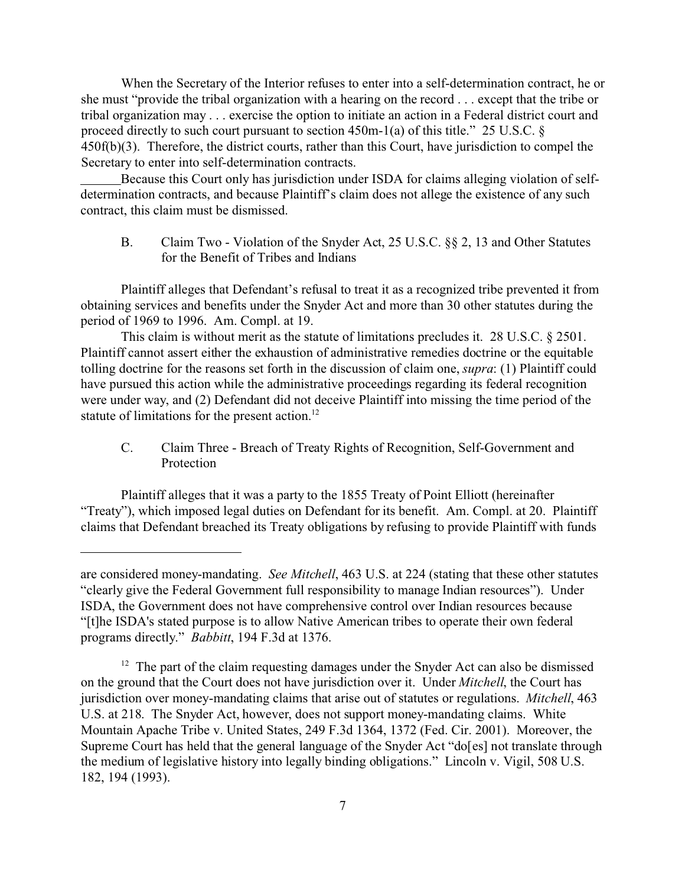When the Secretary of the Interior refuses to enter into a self-determination contract, he or she must "provide the tribal organization with a hearing on the record . . . except that the tribe or tribal organization may . . . exercise the option to initiate an action in a Federal district court and proceed directly to such court pursuant to section 450m-1(a) of this title." 25 U.S.C. § 450f(b)(3). Therefore, the district courts, rather than this Court, have jurisdiction to compel the Secretary to enter into self-determination contracts.

Because this Court only has jurisdiction under ISDA for claims alleging violation of self-determination contracts, and because Plaintiff's claim does not allege the existence of any such contract, this claim must be dismissed.

B. Claim Two - Violation of the Snyder Act, 25 U.S.C. §§ 2, 13 and Other Statutes for the Benefit of Tribes and Indians

Plaintiff alleges that Defendant's refusal to treat it as a recognized tribe prevented it from obtaining services and benefits under the Snyder Act and more than 30 other statutes during the period of 1969 to 1996. Am. Compl. at 19.

This claim is without merit as the statute of limitations precludes it. 28 U.S.C. § 2501. Plaintiff cannot assert either the exhaustion of administrative remedies doctrine or the equitable tolling doctrine for the reasons set forth in the discussion of claim one, *supra*: (1) Plaintiff could have pursued this action while the administrative proceedings regarding its federal recognition were under way, and (2) Defendant did not deceive Plaintiff into missing the time period of the statute of limitations for the present action.[12]

C. Claim Three - Breach of Treaty Rights of Recognition, Self-Government and Protection

Plaintiff alleges that it was a party to the 1855 Treaty of Point Elliott (hereinafter "Treaty"), which imposed legal duties on Defendant for its benefit. Am. Compl. at 20. Plaintiff claims that Defendant breached its Treaty obligations by refusing to provide Plaintiff with funds

---

are considered money-mandating. *See Mitchell*, 463 U.S. at 224 (stating that these other statutes "clearly give the Federal Government full responsibility to manage Indian resources"). Under ISDA, the Government does not have comprehensive control over Indian resources because "[t]he ISDA's stated purpose is to allow Native American tribes to operate their own federal programs directly." *Babbitt*, 194 F.3d at 1376.

[12] The part of the claim requesting damages under the Snyder Act can also be dismissed on the ground that the Court does not have jurisdiction over it. Under *Mitchell*, the Court has jurisdiction over money-mandating claims that arise out of statutes or regulations. *Mitchell*, 463 U.S. at 218. The Snyder Act, however, does not support money-mandating claims. White Mountain Apache Tribe v. United States, 249 F.3d 1364, 1372 (Fed. Cir. 2001). Moreover, the Supreme Court has held that the general language of the Snyder Act "do[es] not translate through the medium of legislative history into legally binding obligations." Lincoln v. Vigil, 508 U.S. 182, 194 (1993).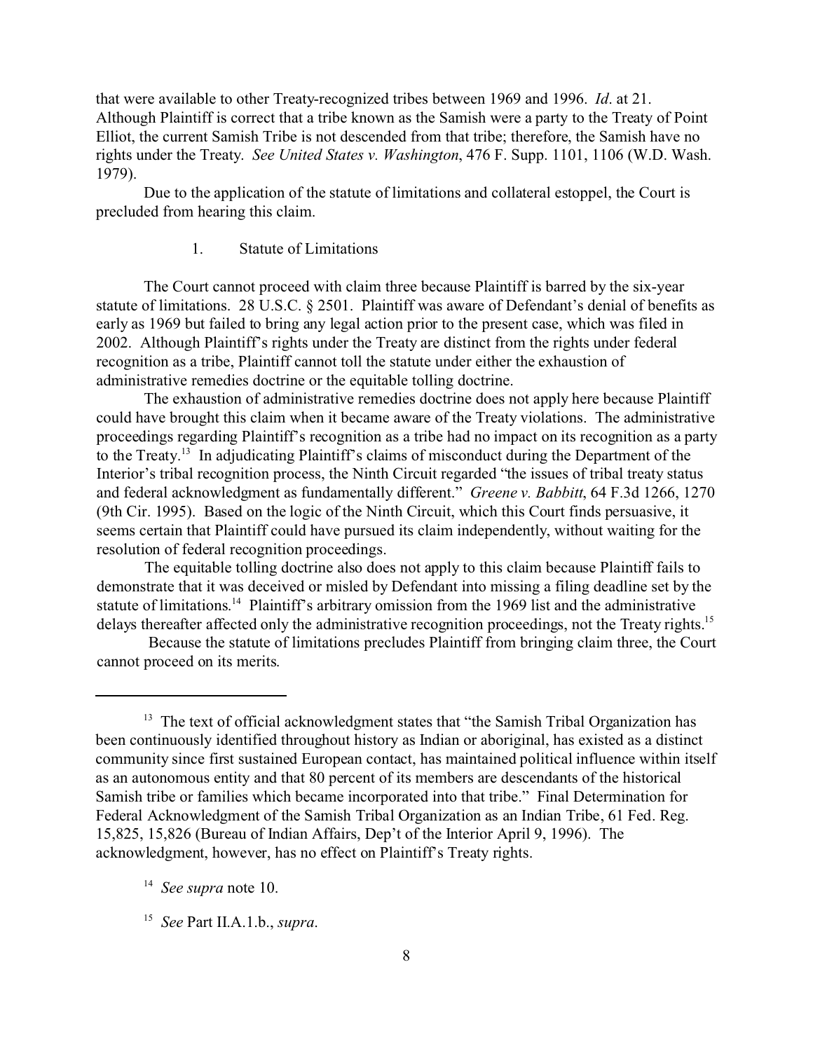that were available to other Treaty-recognized tribes between 1969 and 1996. *Id*. at 21. Although Plaintiff is correct that a tribe known as the Samish were a party to the Treaty of Point Elliot, the current Samish Tribe is not descended from that tribe; therefore, the Samish have no rights under the Treaty. *See United States v. Washington*, 476 F. Supp. 1101, 1106 (W.D. Wash. 1979).

Due to the application of the statute of limitations and collateral estoppel, the Court is precluded from hearing this claim.

1. Statute of Limitations

The Court cannot proceed with claim three because Plaintiff is barred by the six-year statute of limitations. 28 U.S.C. § 2501. Plaintiff was aware of Defendant's denial of benefits as early as 1969 but failed to bring any legal action prior to the present case, which was filed in 2002. Although Plaintiff's rights under the Treaty are distinct from the rights under federal recognition as a tribe, Plaintiff cannot toll the statute under either the exhaustion of administrative remedies doctrine or the equitable tolling doctrine.

The exhaustion of administrative remedies doctrine does not apply here because Plaintiff could have brought this claim when it became aware of the Treaty violations. The administrative proceedings regarding Plaintiff's recognition as a tribe had no impact on its recognition as a party to the Treaty.[13] In adjudicating Plaintiff's claims of misconduct during the Department of the Interior's tribal recognition process, the Ninth Circuit regarded "the issues of tribal treaty status and federal acknowledgment as fundamentally different." *Greene v. Babbitt*, 64 F.3d 1266, 1270 (9th Cir. 1995). Based on the logic of the Ninth Circuit, which this Court finds persuasive, it seems certain that Plaintiff could have pursued its claim independently, without waiting for the resolution of federal recognition proceedings.

The equitable tolling doctrine also does not apply to this claim because Plaintiff fails to demonstrate that it was deceived or misled by Defendant into missing a filing deadline set by the statute of limitations.[14] Plaintiff's arbitrary omission from the 1969 list and the administrative delays thereafter affected only the administrative recognition proceedings, not the Treaty rights.[15]

Because the statute of limitations precludes Plaintiff from bringing claim three, the Court cannot proceed on its merits.

---

[13] The text of official acknowledgment states that "the Samish Tribal Organization has been continuously identified throughout history as Indian or aboriginal, has existed as a distinct community since first sustained European contact, has maintained political influence within itself as an autonomous entity and that 80 percent of its members are descendants of the historical Samish tribe or families which became incorporated into that tribe." Final Determination for Federal Acknowledgment of the Samish Tribal Organization as an Indian Tribe, 61 Fed. Reg. 15,825, 15,826 (Bureau of Indian Affairs, Dep't of the Interior April 9, 1996). The acknowledgment, however, has no effect on Plaintiff's Treaty rights.

[14] *See supra* note 10.

[15] *See* Part II.A.1.b., *supra*.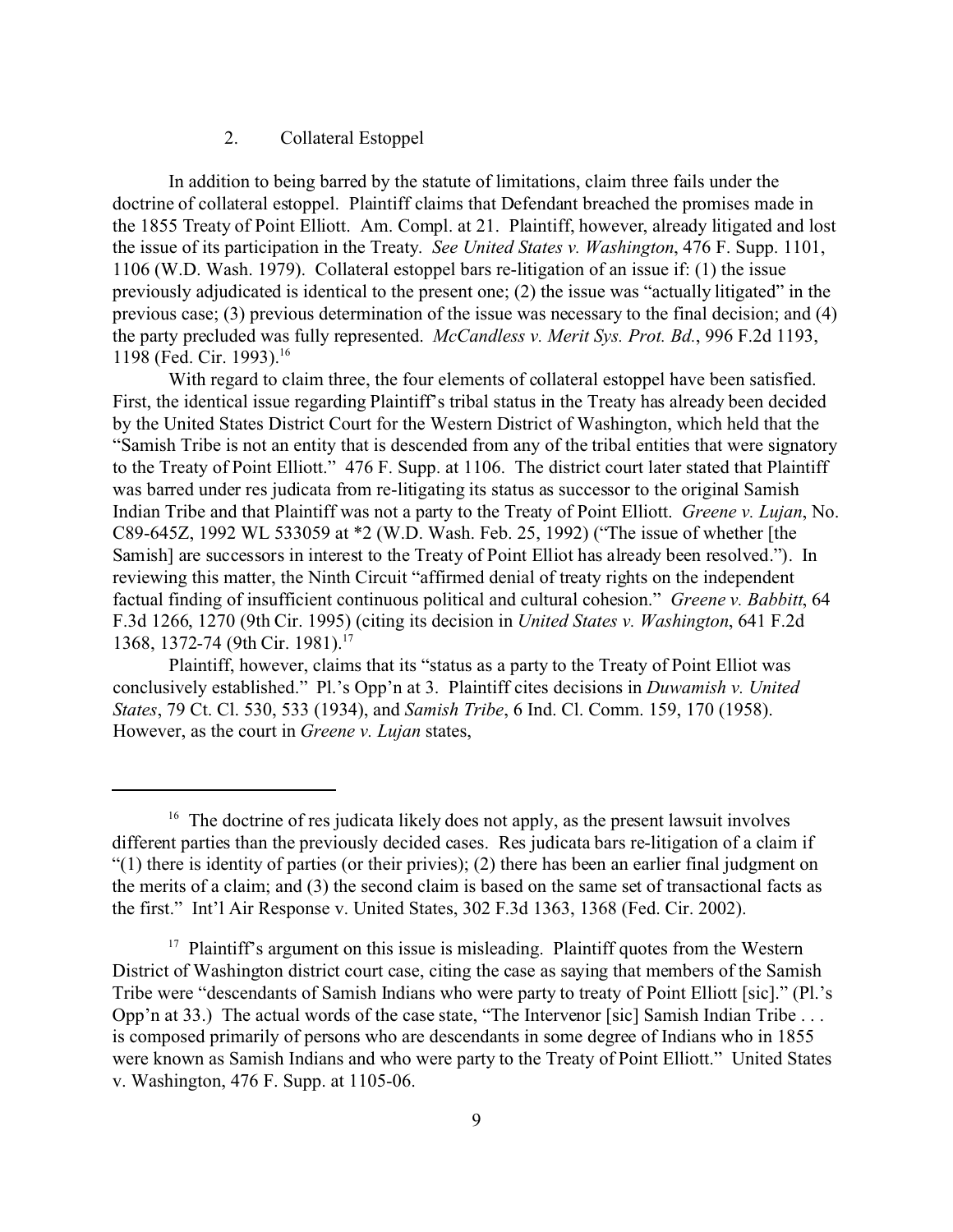### 2. Collateral Estoppel

In addition to being barred by the statute of limitations, claim three fails under the doctrine of collateral estoppel. Plaintiff claims that Defendant breached the promises made in the 1855 Treaty of Point Elliott. Am. Compl. at 21. Plaintiff, however, already litigated and lost the issue of its participation in the Treaty. *See United States v. Washington*, 476 F. Supp. 1101, 1106 (W.D. Wash. 1979). Collateral estoppel bars re-litigation of an issue if: (1) the issue previously adjudicated is identical to the present one; (2) the issue was "actually litigated" in the previous case; (3) previous determination of the issue was necessary to the final decision; and (4) the party precluded was fully represented. *McCandless v. Merit Sys. Prot. Bd.*, 996 F.2d 1193, 1198 (Fed. Cir. 1993).[16]

With regard to claim three, the four elements of collateral estoppel have been satisfied. First, the identical issue regarding Plaintiff's tribal status in the Treaty has already been decided by the United States District Court for the Western District of Washington, which held that the "Samish Tribe is not an entity that is descended from any of the tribal entities that were signatory to the Treaty of Point Elliott." 476 F. Supp. at 1106. The district court later stated that Plaintiff was barred under res judicata from re-litigating its status as successor to the original Samish Indian Tribe and that Plaintiff was not a party to the Treaty of Point Elliott. *Greene v. Lujan*, No. C89-645Z, 1992 WL 533059 at *2 (W.D. Wash. Feb. 25, 1992) ("The issue of whether [the Samish] are successors in interest to the Treaty of Point Elliot has already been resolved."). In reviewing this matter, the Ninth Circuit "affirmed denial of treaty rights on the independent factual finding of insufficient continuous political and cultural cohesion." *Greene v. Babbitt*, 64 F.3d 1266, 1270 (9th Cir. 1995) (citing its decision in *United States v. Washington*, 641 F.2d 1368, 1372-74 (9th Cir. 1981).[17]

Plaintiff, however, claims that its "status as a party to the Treaty of Point Elliot was conclusively established." Pl.'s Opp'n at 3. Plaintiff cites decisions in *Duwamish v. United States*, 79 Ct. Cl. 530, 533 (1934), and *Samish Tribe*, 6 Ind. Cl. Comm. 159, 170 (1958). However, as the court in *Greene v. Lujan* states,

---

[16] The doctrine of res judicata likely does not apply, as the present lawsuit involves different parties than the previously decided cases. Res judicata bars re-litigation of a claim if "(1) there is identity of parties (or their privies); (2) there has been an earlier final judgment on the merits of a claim; and (3) the second claim is based on the same set of transactional facts as the first." Int'l Air Response v. United States, 302 F.3d 1363, 1368 (Fed. Cir. 2002).

[17] Plaintiff's argument on this issue is misleading. Plaintiff quotes from the Western District of Washington district court case, citing the case as saying that members of the Samish Tribe were "descendants of Samish Indians who were party to treaty of Point Elliott [sic]." (Pl.'s Opp'n at 33.) The actual words of the case state, "The Intervenor [sic] Samish Indian Tribe . . . is composed primarily of persons who are descendants in some degree of Indians who in 1855 were known as Samish Indians and who were party to the Treaty of Point Elliott." United States v. Washington, 476 F. Supp. at 1105-06.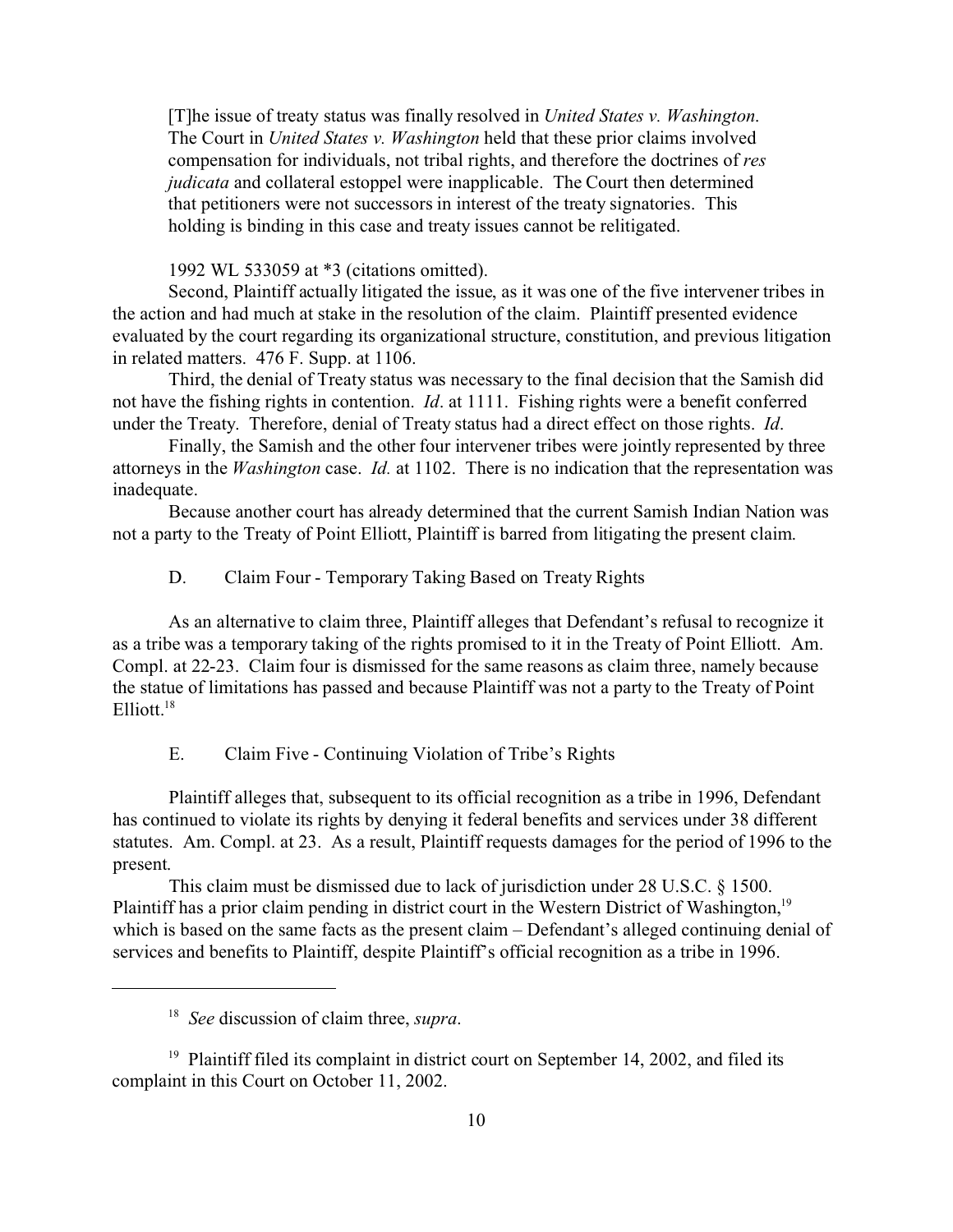> [T]he issue of treaty status was finally resolved in *United States v. Washington*. The Court in *United States v. Washington* held that these prior claims involved compensation for individuals, not tribal rights, and therefore the doctrines of *res judicata* and collateral estoppel were inapplicable. The Court then determined that petitioners were not successors in interest of the treaty signatories. This holding is binding in this case and treaty issues cannot be relitigated.

1992 WL 533059 at *3 (citations omitted).

Second, Plaintiff actually litigated the issue, as it was one of the five intervener tribes in the action and had much at stake in the resolution of the claim. Plaintiff presented evidence evaluated by the court regarding its organizational structure, constitution, and previous litigation in related matters. 476 F. Supp. at 1106.

Third, the denial of Treaty status was necessary to the final decision that the Samish did not have the fishing rights in contention. *Id*. at 1111. Fishing rights were a benefit conferred under the Treaty. Therefore, denial of Treaty status had a direct effect on those rights. *Id*.

Finally, the Samish and the other four intervener tribes were jointly represented by three attorneys in the *Washington* case. *Id.* at 1102. There is no indication that the representation was inadequate.

Because another court has already determined that the current Samish Indian Nation was not a party to the Treaty of Point Elliott, Plaintiff is barred from litigating the present claim.

### D. Claim Four - Temporary Taking Based on Treaty Rights

As an alternative to claim three, Plaintiff alleges that Defendant's refusal to recognize it as a tribe was a temporary taking of the rights promised to it in the Treaty of Point Elliott. Am. Compl. at 22-23. Claim four is dismissed for the same reasons as claim three, namely because the statue of limitations has passed and because Plaintiff was not a party to the Treaty of Point Elliott.[18]

### E. Claim Five - Continuing Violation of Tribe's Rights

Plaintiff alleges that, subsequent to its official recognition as a tribe in 1996, Defendant has continued to violate its rights by denying it federal benefits and services under 38 different statutes. Am. Compl. at 23. As a result, Plaintiff requests damages for the period of 1996 to the present.

This claim must be dismissed due to lack of jurisdiction under 28 U.S.C. § 1500. Plaintiff has a prior claim pending in district court in the Western District of Washington,[19] which is based on the same facts as the present claim – Defendant's alleged continuing denial of services and benefits to Plaintiff, despite Plaintiff's official recognition as a tribe in 1996.

---

[18] *See* discussion of claim three, *supra*.

[19] Plaintiff filed its complaint in district court on September 14, 2002, and filed its complaint in this Court on October 11, 2002.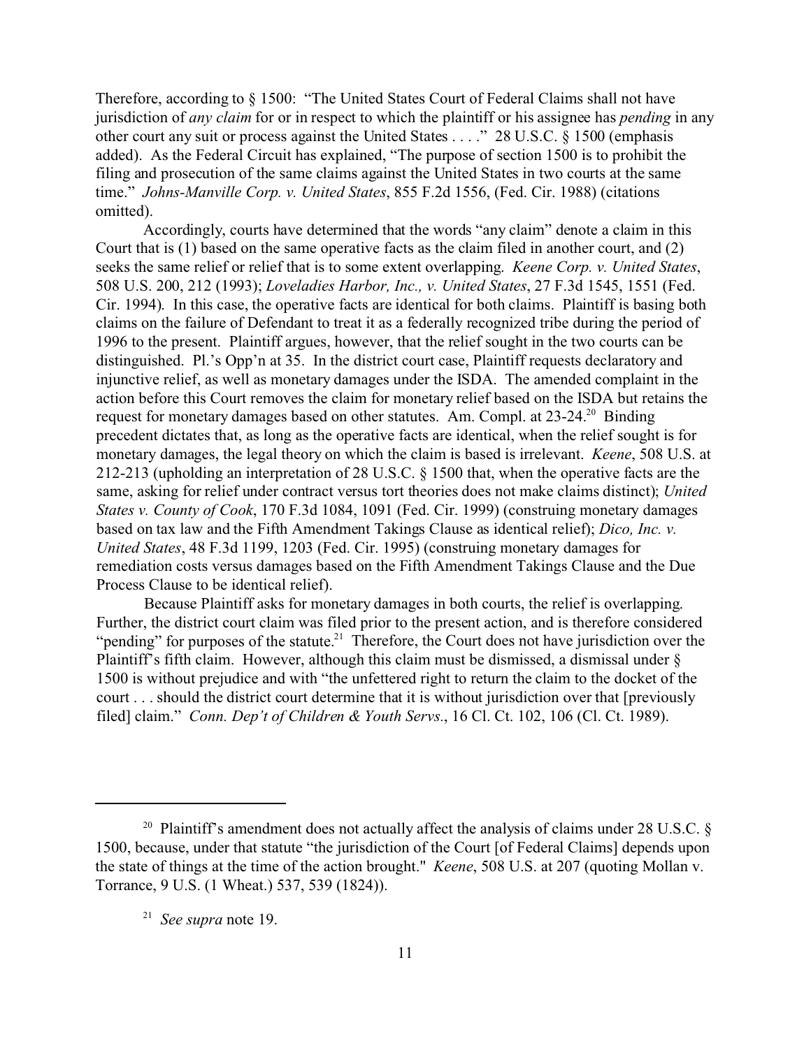Therefore, according to § 1500: "The United States Court of Federal Claims shall not have jurisdiction of *any claim* for or in respect to which the plaintiff or his assignee has *pending* in any other court any suit or process against the United States . . . ." 28 U.S.C. § 1500 (emphasis added). As the Federal Circuit has explained, "The purpose of section 1500 is to prohibit the filing and prosecution of the same claims against the United States in two courts at the same time." *Johns-Manville Corp. v. United States*, 855 F.2d 1556, (Fed. Cir. 1988) (citations omitted).

Accordingly, courts have determined that the words "any claim" denote a claim in this Court that is (1) based on the same operative facts as the claim filed in another court, and (2) seeks the same relief or relief that is to some extent overlapping. *Keene Corp. v. United States*, 508 U.S. 200, 212 (1993); *Loveladies Harbor, Inc., v. United States*, 27 F.3d 1545, 1551 (Fed. Cir. 1994). In this case, the operative facts are identical for both claims. Plaintiff is basing both claims on the failure of Defendant to treat it as a federally recognized tribe during the period of 1996 to the present. Plaintiff argues, however, that the relief sought in the two courts can be distinguished. Pl.'s Opp'n at 35. In the district court case, Plaintiff requests declaratory and injunctive relief, as well as monetary damages under the ISDA. The amended complaint in the action before this Court removes the claim for monetary relief based on the ISDA but retains the request for monetary damages based on other statutes. Am. Compl. at 23-24.[20] Binding precedent dictates that, as long as the operative facts are identical, when the relief sought is for monetary damages, the legal theory on which the claim is based is irrelevant. *Keene*, 508 U.S. at 212-213 (upholding an interpretation of 28 U.S.C. § 1500 that, when the operative facts are the same, asking for relief under contract versus tort theories does not make claims distinct); *United States v. County of Cook*, 170 F.3d 1084, 1091 (Fed. Cir. 1999) (construing monetary damages based on tax law and the Fifth Amendment Takings Clause as identical relief); *Dico, Inc. v. United States*, 48 F.3d 1199, 1203 (Fed. Cir. 1995) (construing monetary damages for remediation costs versus damages based on the Fifth Amendment Takings Clause and the Due Process Clause to be identical relief).

Because Plaintiff asks for monetary damages in both courts, the relief is overlapping. Further, the district court claim was filed prior to the present action, and is therefore considered "pending" for purposes of the statute.[21] Therefore, the Court does not have jurisdiction over the Plaintiff's fifth claim. However, although this claim must be dismissed, a dismissal under § 1500 is without prejudice and with "the unfettered right to return the claim to the docket of the court . . . should the district court determine that it is without jurisdiction over that [previously filed] claim." *Conn. Dep't of Children & Youth Servs.*, 16 Cl. Ct. 102, 106 (Cl. Ct. 1989).

---

[20] Plaintiff's amendment does not actually affect the analysis of claims under 28 U.S.C. § 1500, because, under that statute "the jurisdiction of the Court [of Federal Claims] depends upon the state of things at the time of the action brought." *Keene*, 508 U.S. at 207 (quoting Mollan v. Torrance, 9 U.S. (1 Wheat.) 537, 539 (1824)).

[21] *See supra* note 19.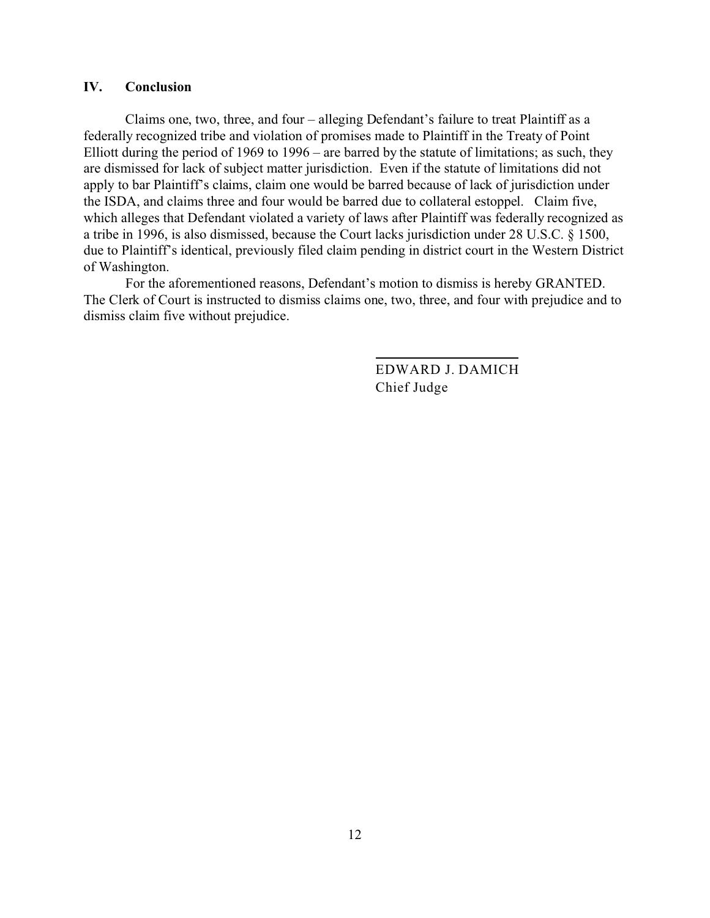## IV. Conclusion

Claims one, two, three, and four – alleging Defendant's failure to treat Plaintiff as a federally recognized tribe and violation of promises made to Plaintiff in the Treaty of Point Elliott during the period of 1969 to 1996 – are barred by the statute of limitations; as such, they are dismissed for lack of subject matter jurisdiction. Even if the statute of limitations did not apply to bar Plaintiff's claims, claim one would be barred because of lack of jurisdiction under the ISDA, and claims three and four would be barred due to collateral estoppel. Claim five, which alleges that Defendant violated a variety of laws after Plaintiff was federally recognized as a tribe in 1996, is also dismissed, because the Court lacks jurisdiction under 28 U.S.C. § 1500, due to Plaintiff's identical, previously filed claim pending in district court in the Western District of Washington.

For the aforementioned reasons, Defendant's motion to dismiss is hereby GRANTED. The Clerk of Court is instructed to dismiss claims one, two, three, and four with prejudice and to dismiss claim five without prejudice.

EDWARD J. DAMICH
Chief Judge